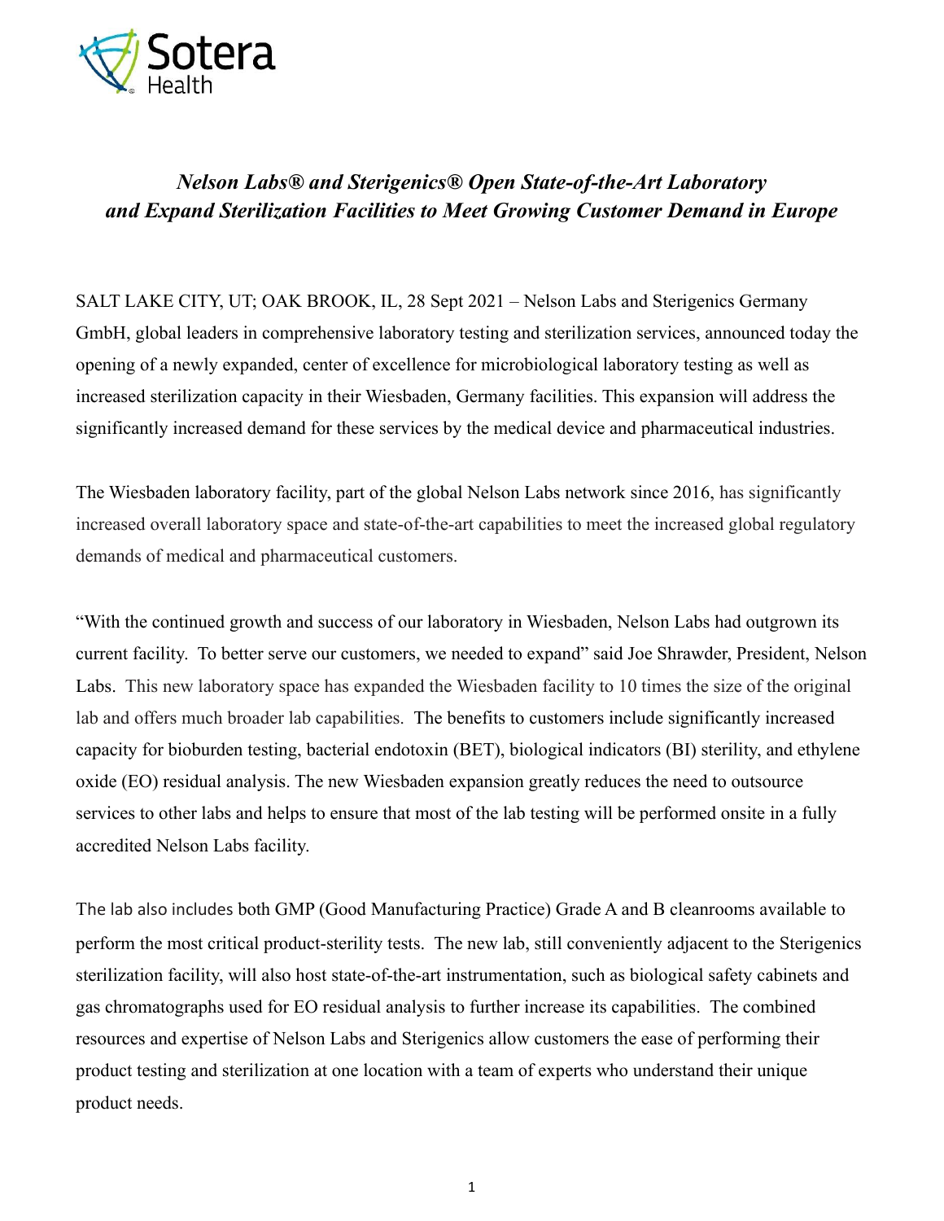# *Nelson Labs® and Sterigenics® Open State-of-the-Art Laboratory and Expand Sterilization Facilities to Meet Growing Customer Demand in Europe*

SALT LAKE CITY, UT; OAK BROOK, IL, 28 Sept 2021 – Nelson Labs and Sterigenics Germany GmbH, global leaders in comprehensive laboratory testing and sterilization services, announced today the opening of a newly expanded, center of excellence for microbiological laboratory testing as well as increased sterilization capacity in their Wiesbaden, Germany facilities. This expansion will address the significantly increased demand for these services by the medical device and pharmaceutical industries.

The Wiesbaden laboratory facility, part of the global Nelson Labs network since 2016, has significantly increased overall laboratory space and state-of-the-art capabilities to meet the increased global regulatory demands of medical and pharmaceutical customers.

"With the continued growth and success of our laboratory in Wiesbaden, Nelson Labs had outgrown its current facility. To better serve our customers, we needed to expand" said Joe Shrawder, President, Nelson Labs. This new laboratory space has expanded the Wiesbaden facility to 10 times the size of the original lab and offers much broader lab capabilities. The benefits to customers include significantly increased capacity for bioburden testing, bacterial endotoxin (BET), biological indicators (BI) sterility, and ethylene oxide (EO) residual analysis. The new Wiesbaden expansion greatly reduces the need to outsource services to other labs and helps to ensure that most of the lab testing will be performed onsite in a fully accredited Nelson Labs facility.

The lab also includes both GMP (Good Manufacturing Practice) Grade A and B cleanrooms available to perform the most critical product-sterility tests. The new lab, still conveniently adjacent to the Sterigenics sterilization facility, will also host state-of-the-art instrumentation, such as biological safety cabinets and gas chromatographs used for EO residual analysis to further increase its capabilities. The combined resources and expertise of Nelson Labs and Sterigenics allow customers the ease of performing their product testing and sterilization at one location with a team of experts who understand their unique product needs.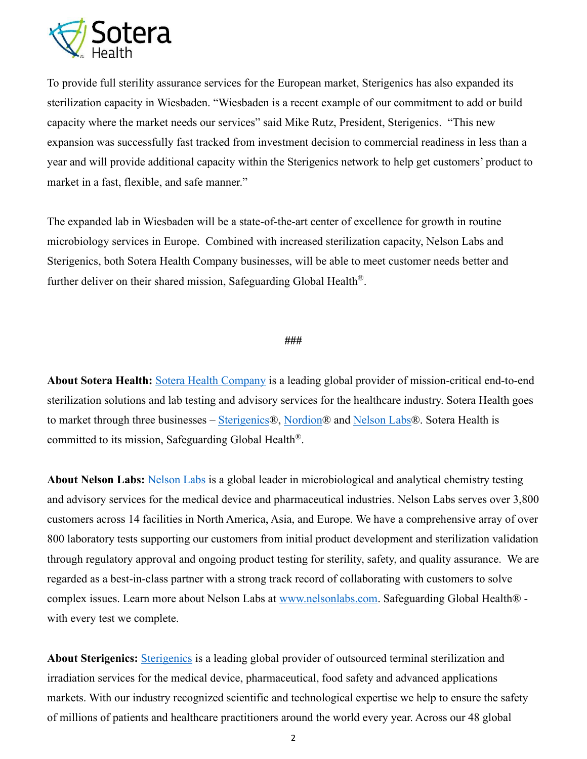To provide full sterility assurance services for the European market, Sterigenics has also expanded its sterilization capacity in Wiesbaden. “Wiesbaden is a recent example of our commitment to add or build capacity where the market needs our services” said Mike Rutz, President, Sterigenics. “This new expansion was successfully fast tracked from investment decision to commercial readiness in less than a year and will provide additional capacity within the Sterigenics network to help get customers’ product to market in a fast, flexible, and safe manner.”

The expanded lab in Wiesbaden will be a state-of-the-art center of excellence for growth in routine microbiology services in Europe. Combined with increased sterilization capacity, Nelson Labs and Sterigenics, both Sotera Health Company businesses, will be able to meet customer needs better and further deliver on their shared mission, Safeguarding Global Health®.

###

**About Sotera Health:** Sotera Health Company is a leading global provider of mission-critical end-to-end sterilization solutions and lab testing and advisory services for the healthcare industry. Sotera Health goes to market through three businesses – Sterigenics®, Nordion® and Nelson Labs®. Sotera Health is committed to its mission, Safeguarding Global Health®.

**About Nelson Labs:** Nelson Labs is a global leader in microbiological and analytical chemistry testing and advisory services for the medical device and pharmaceutical industries. Nelson Labs serves over 3,800 customers across 14 facilities in North America, Asia, and Europe. We have a comprehensive array of over 800 laboratory tests supporting our customers from initial product development and sterilization validation through regulatory approval and ongoing product testing for sterility, safety, and quality assurance. We are regarded as a best-in-class partner with a strong track record of collaborating with customers to solve complex issues. Learn more about Nelson Labs at www.nelsonlabs.com. Safeguarding Global Health® - with every test we complete.

**About Sterigenics:** Sterigenics is a leading global provider of outsourced terminal sterilization and irradiation services for the medical device, pharmaceutical, food safety and advanced applications markets. With our industry recognized scientific and technological expertise we help to ensure the safety of millions of patients and healthcare practitioners around the world every year. Across our 48 global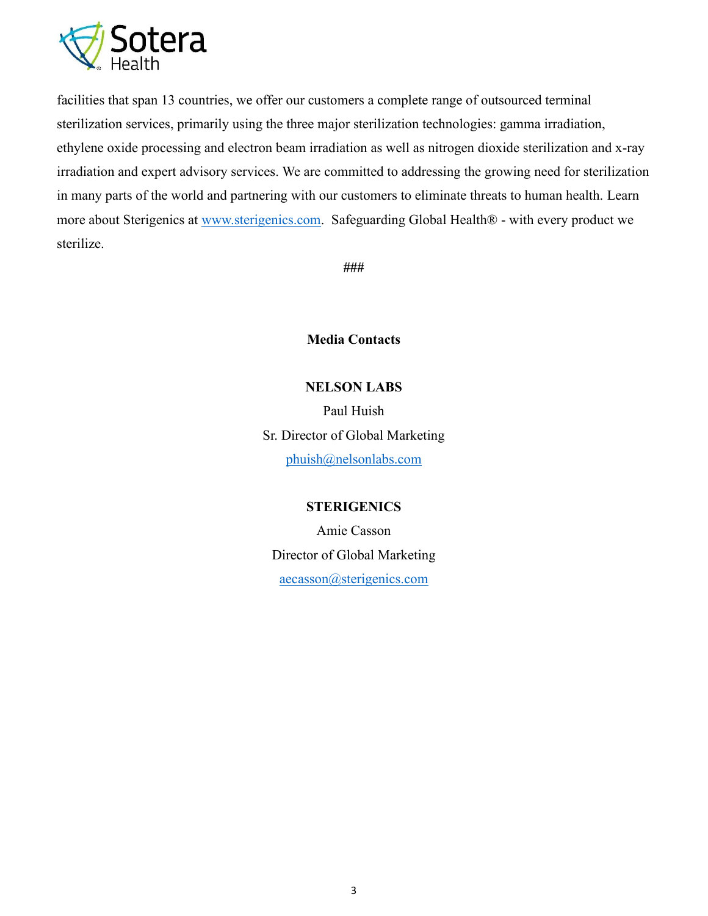facilities that span 13 countries, we offer our customers a complete range of outsourced terminal sterilization services, primarily using the three major sterilization technologies: gamma irradiation, ethylene oxide processing and electron beam irradiation as well as nitrogen dioxide sterilization and x-ray irradiation and expert advisory services. We are committed to addressing the growing need for sterilization in many parts of the world and partnering with our customers to eliminate threats to human health. Learn more about Sterigenics at [www.sterigenics.com](http://www.sterigenics.com). Safeguarding Global Health® - with every product we sterilize.

###

**Media Contacts**

**NELSON LABS**

Paul Huish

Sr. Director of Global Marketing

[phuish@nelsonlabs.com](mailto:phuish@nelsonlabs.com)

**STERIGENICS**

Amie Casson

Director of Global Marketing

[aecasson@sterigenics.com](mailto:aecasson@sterigenics.com)